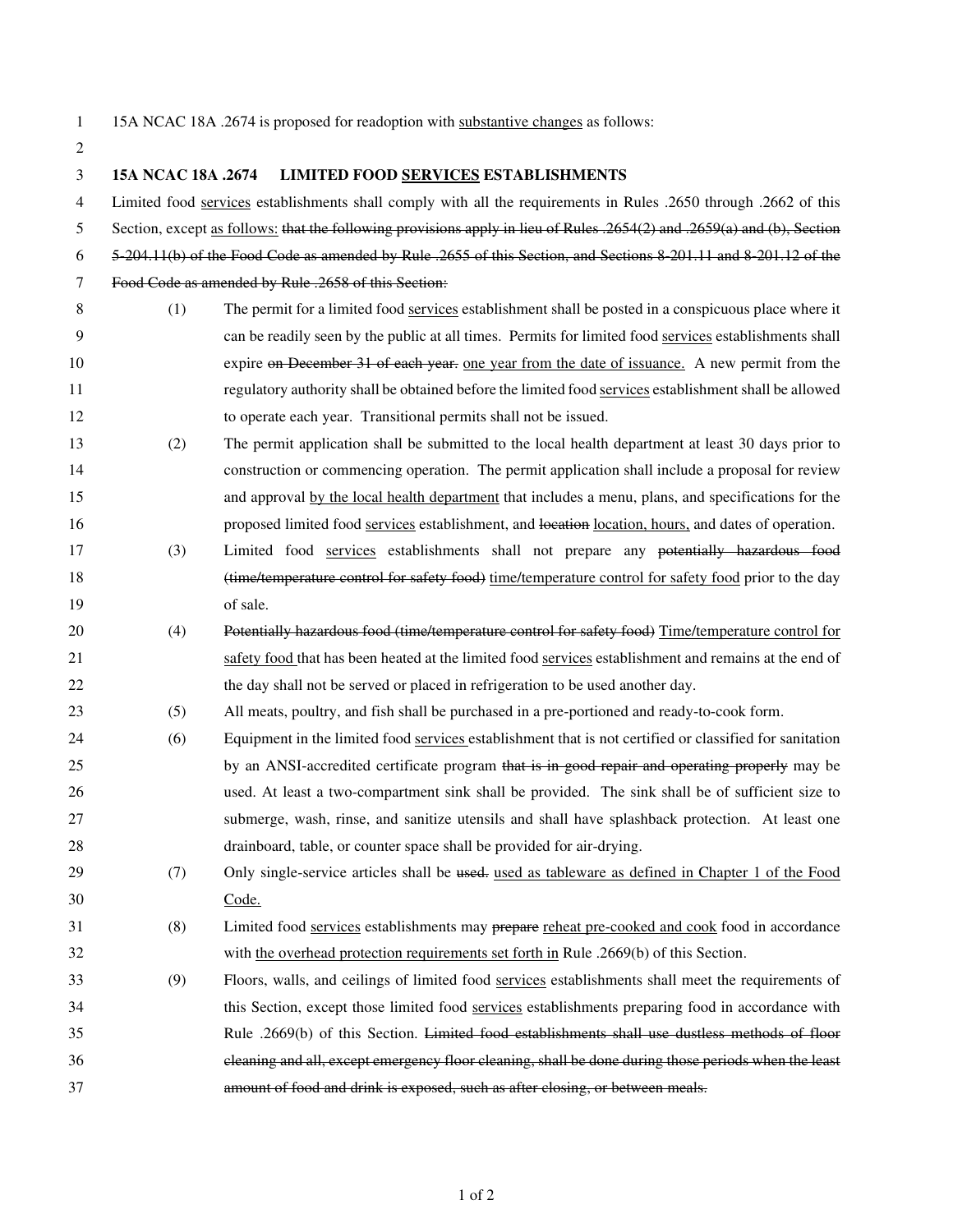15A NCAC 18A .2674 is proposed for readoption with <u>substantive changes</u> as follows:

**15A NCAC 18A .2674 LIMITED FOOD <u>SERVICES</u> ESTABLISHMENTS**

Limited food <u>services</u> establishments shall comply with all the requirements in Rules .2650 through .2662 of this Section, except <u>as follows:</u> ~~that the following provisions apply in lieu of Rules .2654(2) and .2659(a) and (b), Section 5-204.11(b) of the Food Code as amended by Rule .2655 of this Section, and Sections 8-201.11 and 8-201.12 of the Food Code as amended by Rule .2658 of this Section:~~

(1) The permit for a limited food <u>services</u> establishment shall be posted in a conspicuous place where it can be readily seen by the public at all times. Permits for limited food <u>services</u> establishments shall expire ~~on December 31 of each year.~~ <u>one year from the date of issuance.</u> A new permit from the regulatory authority shall be obtained before the limited food <u>services</u> establishment shall be allowed to operate each year. Transitional permits shall not be issued.

(2) The permit application shall be submitted to the local health department at least 30 days prior to construction or commencing operation. The permit application shall include a proposal for review and approval <u>by the local health department</u> that includes a menu, plans, and specifications for the proposed limited food <u>services</u> establishment, and ~~location~~ <u>location, hours,</u> and dates of operation.

(3) Limited food <u>services</u> establishments shall not prepare any ~~potentially hazardous food (time/temperature control for safety food)~~ <u>time/temperature control for safety food</u> prior to the day of sale.

(4) ~~Potentially hazardous food (time/temperature control for safety food)~~ <u>Time/temperature control for safety food</u> that has been heated at the limited food <u>services</u> establishment and remains at the end of the day shall not be served or placed in refrigeration to be used another day.

(5) All meats, poultry, and fish shall be purchased in a pre-portioned and ready-to-cook form.

(6) Equipment in the limited food <u>services</u> establishment that is not certified or classified for sanitation by an ANSI-accredited certificate program ~~that is in good repair and operating properly~~ may be used. At least a two-compartment sink shall be provided. The sink shall be of sufficient size to submerge, wash, rinse, and sanitize utensils and shall have splashback protection. At least one drainboard, table, or counter space shall be provided for air-drying.

(7) Only single-service articles shall be ~~used.~~ <u>used as tableware as defined in Chapter 1 of the Food Code.</u>

(8) Limited food <u>services</u> establishments may ~~prepare~~ <u>reheat pre-cooked and cook</u> food in accordance with <u>the overhead protection requirements set forth in</u> Rule .2669(b) of this Section.

(9) Floors, walls, and ceilings of limited food <u>services</u> establishments shall meet the requirements of this Section, except those limited food <u>services</u> establishments preparing food in accordance with Rule .2669(b) of this Section. ~~Limited food establishments shall use dustless methods of floor cleaning and all, except emergency floor cleaning, shall be done during those periods when the least amount of food and drink is exposed, such as after closing, or between meals.~~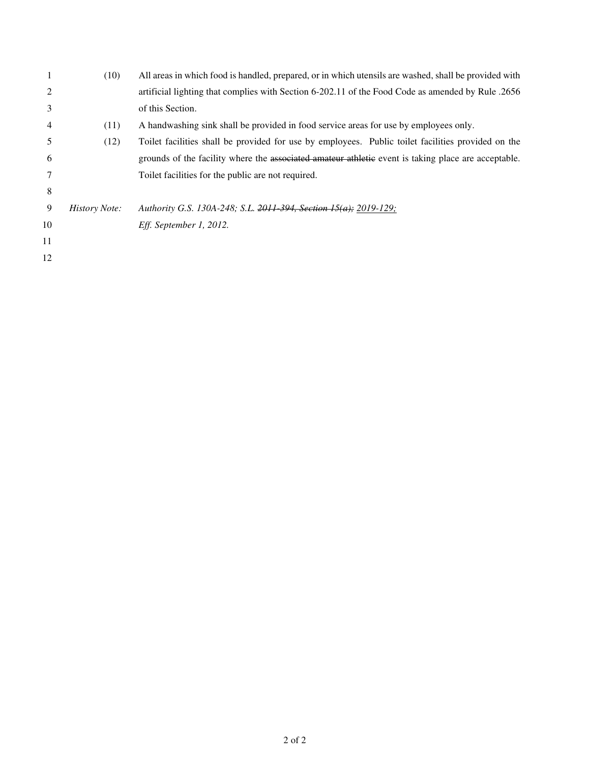(10) All areas in which food is handled, prepared, or in which utensils are washed, shall be provided with artificial lighting that complies with Section 6-202.11 of the Food Code as amended by Rule .2656 of this Section.

(11) A handwashing sink shall be provided in food service areas for use by employees only.

(12) Toilet facilities shall be provided for use by employees. Public toilet facilities provided on the grounds of the facility where the ~~associated amateur athletic~~ event is taking place are acceptable. Toilet facilities for the public are not required.

*History Note: Authority G.S. 130A-248; S.L. ~~2011-394, Section 15(a);~~ <u>2019-129;</u>*
*Eff. September 1, 2012.*